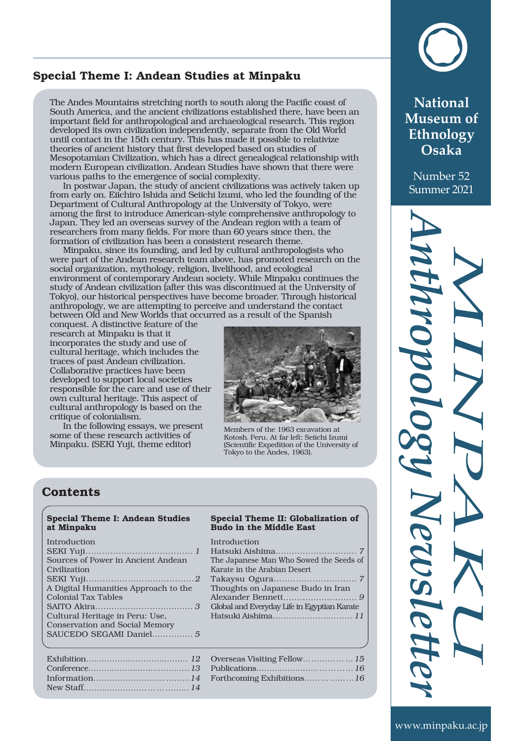# MINPAKU Anthropology Newsletter

National Museum of Ethnology Osaka

Number 52
Summer 2021

## Special Theme I: Andean Studies at Minpaku

The Andes Mountains stretching north to south along the Pacific coast of South America, and the ancient civilizations established there, have been an important field for anthropological and archaeological research. This region developed its own civilization independently, separate from the Old World until contact in the 15th century. This has made it possible to relativize theories of ancient history that first developed based on studies of Mesopotamian Civilization, which has a direct genealogical relationship with modern European civilization. Andean Studies have shown that there were various paths to the emergence of social complexity.

In postwar Japan, the study of ancient civilizations was actively taken up from early on. Eiichiro Ishida and Seiichi Izumi, who led the founding of the Department of Cultural Anthropology at the University of Tokyo, were among the first to introduce American-style comprehensive anthropology to Japan. They led an overseas survey of the Andean region with a team of researchers from many fields. For more than 60 years since then, the formation of civilization has been a consistent research theme.

Minpaku, since its founding, and led by cultural anthropologists who were part of the Andean research team above, has promoted research on the social organization, mythology, religion, livelihood, and ecological environment of contemporary Andean society. While Minpaku continues the study of Andean civilization (after this was discontinued at the University of Tokyo), our historical perspectives have become broader. Through historical anthropology, we are attempting to perceive and understand the contact between Old and New Worlds that occurred as a result of the Spanish conquest. A distinctive feature of the research at Minpaku is that it incorporates the study and use of cultural heritage, which includes the traces of past Andean civilization. Collaborative practices have been developed to support local societies responsible for the care and use of their own cultural heritage. This aspect of cultural anthropology is based on the critique of colonialism.

In the following essays, we present some of these research activities of Minpaku. (SEKI Yuji, theme editor)

Members of the 1963 excavation at Kotosh, Peru. At far left: Seiichi Izumi (Scientific Expedition of the University of Tokyo to the Andes, 1963).

## Contents

**Special Theme I: Andean Studies at Minpaku**

- Introduction, SEKI Yuji ... *1*
- Sources of Power in Ancient Andean Civilization, SEKI Yuji ... *2*
- A Digital Humanities Approach to the Colonial Tax Tables, SAITO Akira ... *3*
- Cultural Heritage in Peru: Use, Conservation and Social Memory, SAUCEDO SEGAMI Daniel ... *5*

**Special Theme II: Globalization of Budo in the Middle East**

- Introduction, Hatsuki Aishima ... *7*
- The Japanese Man Who Sowed the Seeds of Karate in the Arabian Desert, Takaysu Ogura ... *7*
- Thoughts on Japanese Budo in Iran, Alexander Bennett ... *9*
- Global and Everyday Life in Egyptian Karate, Hatsuki Aishima ... *11*

- Exhibition ... *12*
- Conference ... *13*
- Information ... *14*
- New Staff ... *14*
- Overseas Visiting Fellow ... *15*
- Publications ... *16*
- Forthcoming Exhibitions ... *16*

www.minpaku.ac.jp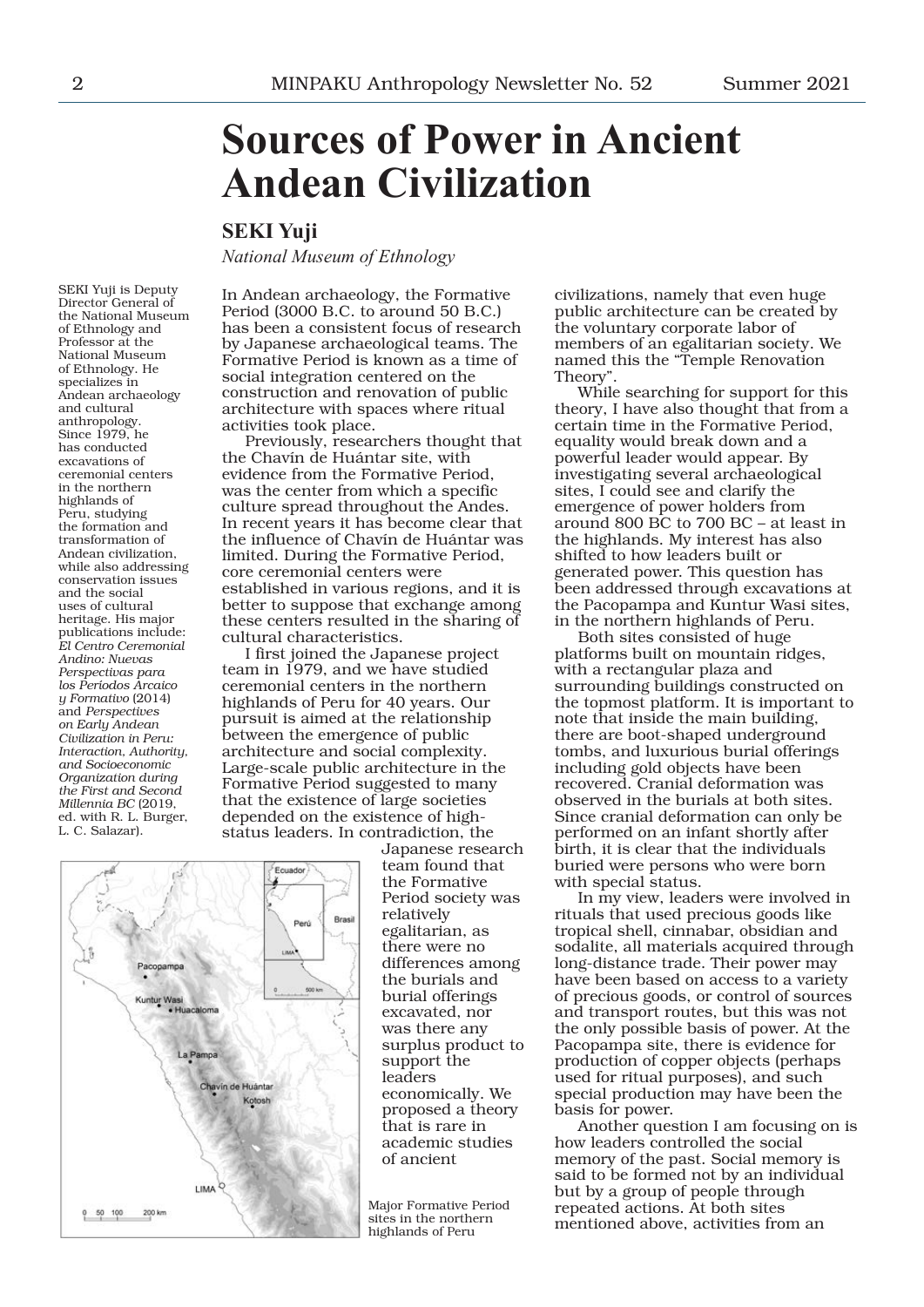# Sources of Power in Ancient Andean Civilization

## SEKI Yuji

*National Museum of Ethnology*

SEKI Yuji is Deputy Director General of the National Museum of Ethnology and Professor at the National Museum of Ethnology. He specializes in Andean archaeology and cultural anthropology. Since 1979, he has conducted excavations of ceremonial centers in the northern highlands of Peru, studying the formation and transformation of Andean civilization, while also addressing conservation issues and the social uses of cultural heritage. His major publications include: *El Centro Ceremonial Andino: Nuevas Perspectivas para los Períodos Arcaico y Formativo* (2014) and *Perspectives on Early Andean Civilization in Peru: Interaction, Authority, and Socioeconomic Organization during the First and Second Millennia BC* (2019, ed. with R. L. Burger, L. C. Salazar).

In Andean archaeology, the Formative Period (3000 B.C. to around 50 B.C.) has been a consistent focus of research by Japanese archaeological teams. The Formative Period is known as a time of social integration centered on the construction and renovation of public architecture with spaces where ritual activities took place.

Previously, researchers thought that the Chavín de Huántar site, with evidence from the Formative Period, was the center from which a specific culture spread throughout the Andes. In recent years it has become clear that the influence of Chavín de Huántar was limited. During the Formative Period, core ceremonial centers were established in various regions, and it is better to suppose that exchange among these centers resulted in the sharing of cultural characteristics.

I first joined the Japanese project team in 1979, and we have studied ceremonial centers in the northern highlands of Peru for 40 years. Our pursuit is aimed at the relationship between the emergence of public architecture and social complexity. Large-scale public architecture in the Formative Period suggested to many that the existence of large societies depended on the existence of high-status leaders. In contradiction, the Japanese research team found that the Formative Period society was relatively egalitarian, as there were no differences among the burials and burial offerings excavated, nor was there any surplus product to support the leaders economically. We proposed a theory that is rare in academic studies of ancient civilizations, namely that even huge public architecture can be created by the voluntary corporate labor of members of an egalitarian society. We named this the "Temple Renovation Theory".

Major Formative Period sites in the northern highlands of Peru

While searching for support for this theory, I have also thought that from a certain time in the Formative Period, equality would break down and a powerful leader would appear. By investigating several archaeological sites, I could see and clarify the emergence of power holders from around 800 BC to 700 BC – at least in the highlands. My interest has also shifted to how leaders built or generated power. This question has been addressed through excavations at the Pacopampa and Kuntur Wasi sites, in the northern highlands of Peru.

Both sites consisted of huge platforms built on mountain ridges, with a rectangular plaza and surrounding buildings constructed on the topmost platform. It is important to note that inside the main building, there are boot-shaped underground tombs, and luxurious burial offerings including gold objects have been recovered. Cranial deformation was observed in the burials at both sites. Since cranial deformation can only be performed on an infant shortly after birth, it is clear that the individuals buried were persons who were born with special status.

In my view, leaders were involved in rituals that used precious goods like tropical shell, cinnabar, obsidian and sodalite, all materials acquired through long-distance trade. Their power may have been based on access to a variety of precious goods, or control of sources and transport routes, but this was not the only possible basis of power. At the Pacopampa site, there is evidence for production of copper objects (perhaps used for ritual purposes), and such special production may have been the basis for power.

Another question I am focusing on is how leaders controlled the social memory of the past. Social memory is said to be formed not by an individual but by a group of people through repeated actions. At both sites mentioned above, activities from an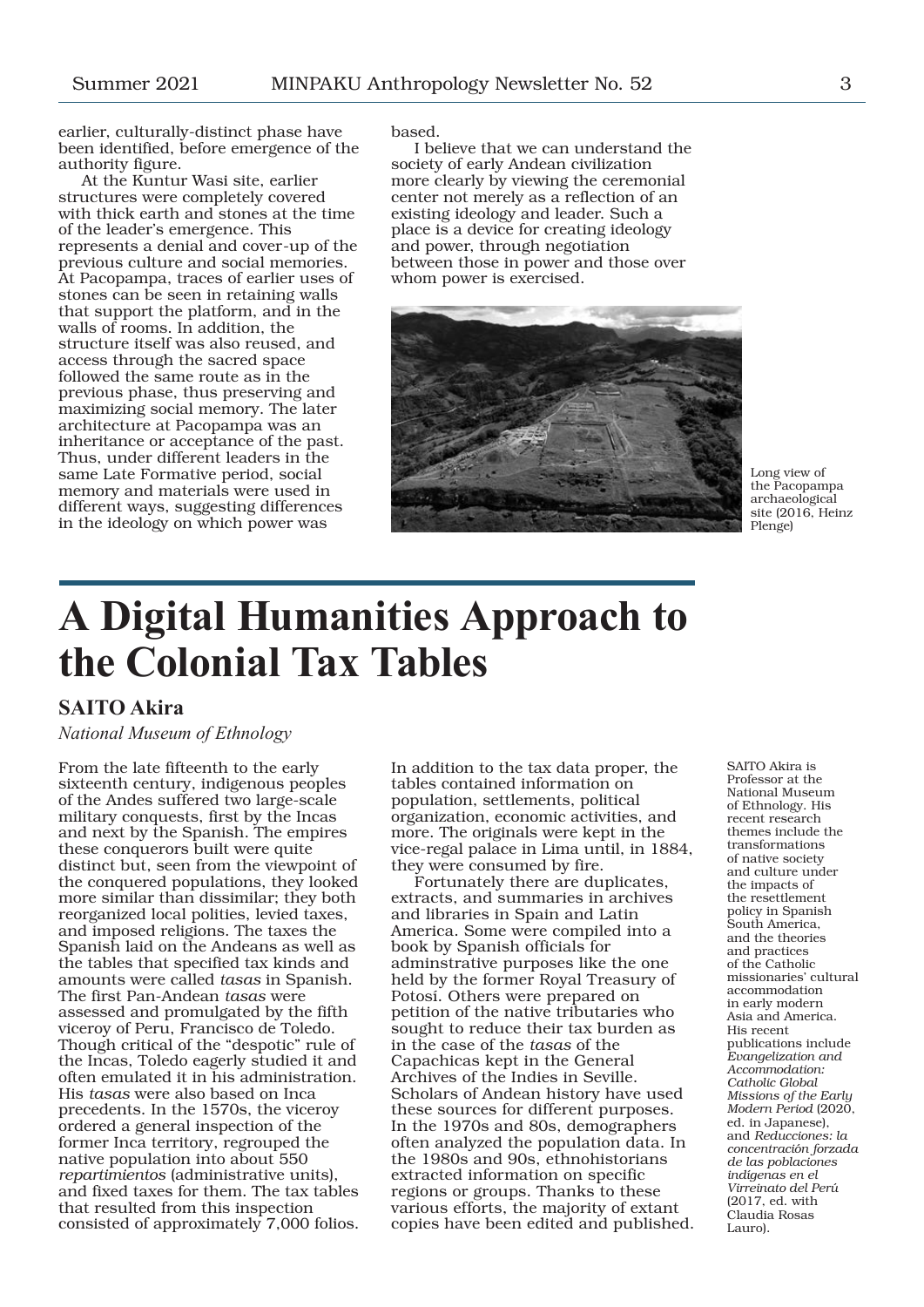earlier, culturally-distinct phase have been identified, before emergence of the authority figure.

At the Kuntur Wasi site, earlier structures were completely covered with thick earth and stones at the time of the leader's emergence. This represents a denial and cover-up of the previous culture and social memories. At Pacopampa, traces of earlier uses of stones can be seen in retaining walls that support the platform, and in the walls of rooms. In addition, the structure itself was also reused, and access through the sacred space followed the same route as in the previous phase, thus preserving and maximizing social memory. The later architecture at Pacopampa was an inheritance or acceptance of the past. Thus, under different leaders in the same Late Formative period, social memory and materials were used in different ways, suggesting differences in the ideology on which power was based.

I believe that we can understand the society of early Andean civilization more clearly by viewing the ceremonial center not merely as a reflection of an existing ideology and leader. Such a place is a device for creating ideology and power, through negotiation between those in power and those over whom power is exercised.

Long view of the Pacopampa archaeological site (2016, Heinz Plenge)

# A Digital Humanities Approach to the Colonial Tax Tables

**SAITO Akira**

*National Museum of Ethnology*

From the late fifteenth to the early sixteenth century, indigenous peoples of the Andes suffered two large-scale military conquests, first by the Incas and next by the Spanish. The empires these conquerors built were quite distinct but, seen from the viewpoint of the conquered populations, they looked more similar than dissimilar; they both reorganized local polities, levied taxes, and imposed religions. The taxes the Spanish laid on the Andeans as well as the tables that specified tax kinds and amounts were called *tasas* in Spanish. The first Pan-Andean *tasas* were assessed and promulgated by the fifth viceroy of Peru, Francisco de Toledo. Though critical of the "despotic" rule of the Incas, Toledo eagerly studied it and often emulated it in his administration. His *tasas* were also based on Inca precedents. In the 1570s, the viceroy ordered a general inspection of the former Inca territory, regrouped the native population into about 550 *repartimientos* (administrative units), and fixed taxes for them. The tax tables that resulted from this inspection consisted of approximately 7,000 folios. In addition to the tax data proper, the tables contained information on population, settlements, political organization, economic activities, and more. The originals were kept in the vice-regal palace in Lima until, in 1884, they were consumed by fire.

Fortunately there are duplicates, extracts, and summaries in archives and libraries in Spain and Latin America. Some were compiled into a book by Spanish officials for adminstrative purposes like the one held by the former Royal Treasury of Potosí. Others were prepared on petition of the native tributaries who sought to reduce their tax burden as in the case of the *tasas* of the Capachicas kept in the General Archives of the Indies in Seville. Scholars of Andean history have used these sources for different purposes. In the 1970s and 80s, demographers often analyzed the population data. In the 1980s and 90s, ethnohistorians extracted information on specific regions or groups. Thanks to these various efforts, the majority of extant copies have been edited and published.

SAITO Akira is Professor at the National Museum of Ethnology. His recent research themes include the transformations of native society and culture under the impacts of the resettlement policy in Spanish South America, and the theories and practices of the Catholic missionaries' cultural accommodation in early modern Asia and America. His recent publications include *Evangelization and Accommodation: Catholic Global Missions of the Early Modern Period* (2020, ed. in Japanese), and *Reducciones: la concentración forzada de las poblaciones indígenas en el Virreinato del Perú* (2017, ed. with Claudia Rosas Lauro).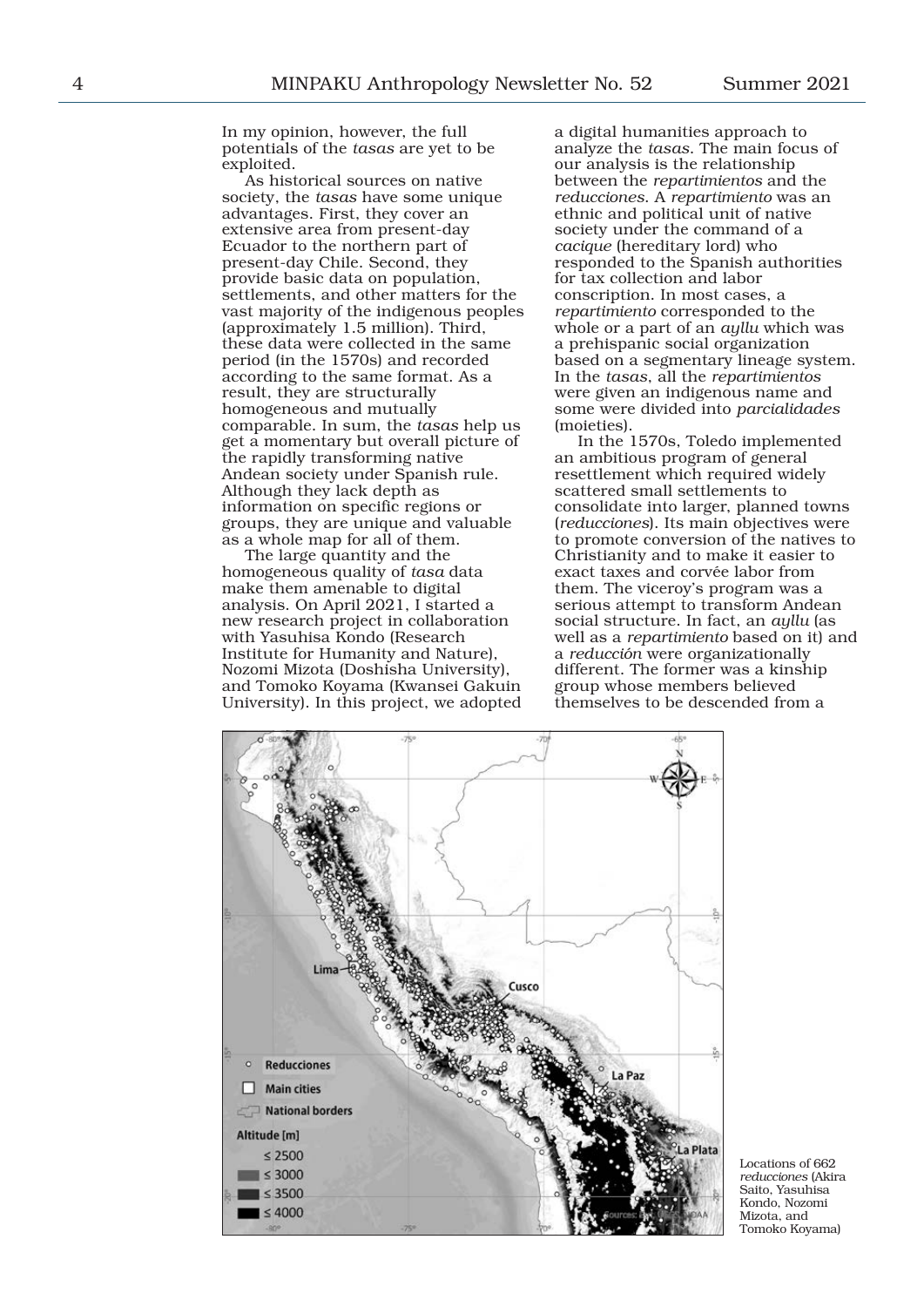In my opinion, however, the full potentials of the *tasas* are yet to be exploited.

As historical sources on native society, the *tasas* have some unique advantages. First, they cover an extensive area from present-day Ecuador to the northern part of present-day Chile. Second, they provide basic data on population, settlements, and other matters for the vast majority of the indigenous peoples (approximately 1.5 million). Third, these data were collected in the same period (in the 1570s) and recorded according to the same format. As a result, they are structurally homogeneous and mutually comparable. In sum, the *tasas* help us get a momentary but overall picture of the rapidly transforming native Andean society under Spanish rule. Although they lack depth as information on specific regions or groups, they are unique and valuable as a whole map for all of them.

The large quantity and the homogeneous quality of *tasa* data make them amenable to digital analysis. On April 2021, I started a new research project in collaboration with Yasuhisa Kondo (Research Institute for Humanity and Nature), Nozomi Mizota (Doshisha University), and Tomoko Koyama (Kwansei Gakuin University). In this project, we adopted a digital humanities approach to analyze the *tasas*. The main focus of our analysis is the relationship between the *repartimientos* and the *reducciones*. A *repartimiento* was an ethnic and political unit of native society under the command of a *cacique* (hereditary lord) who responded to the Spanish authorities for tax collection and labor conscription. In most cases, a *repartimiento* corresponded to the whole or a part of an *ayllu* which was a prehispanic social organization based on a segmentary lineage system. In the *tasas*, all the *repartimientos* were given an indigenous name and some were divided into *parcialidades* (moieties).

In the 1570s, Toledo implemented an ambitious program of general resettlement which required widely scattered small settlements to consolidate into larger, planned towns (*reducciones*). Its main objectives were to promote conversion of the natives to Christianity and to make it easier to exact taxes and corvée labor from them. The viceroy's program was a serious attempt to transform Andean social structure. In fact, an *ayllu* (as well as a *repartimiento* based on it) and a *reducción* were organizationally different. The former was a kinship group whose members believed themselves to be descended from a

Locations of 662 *reducciones* (Akira Saito, Yasuhisa Kondo, Nozomi Mizota, and Tomoko Koyama)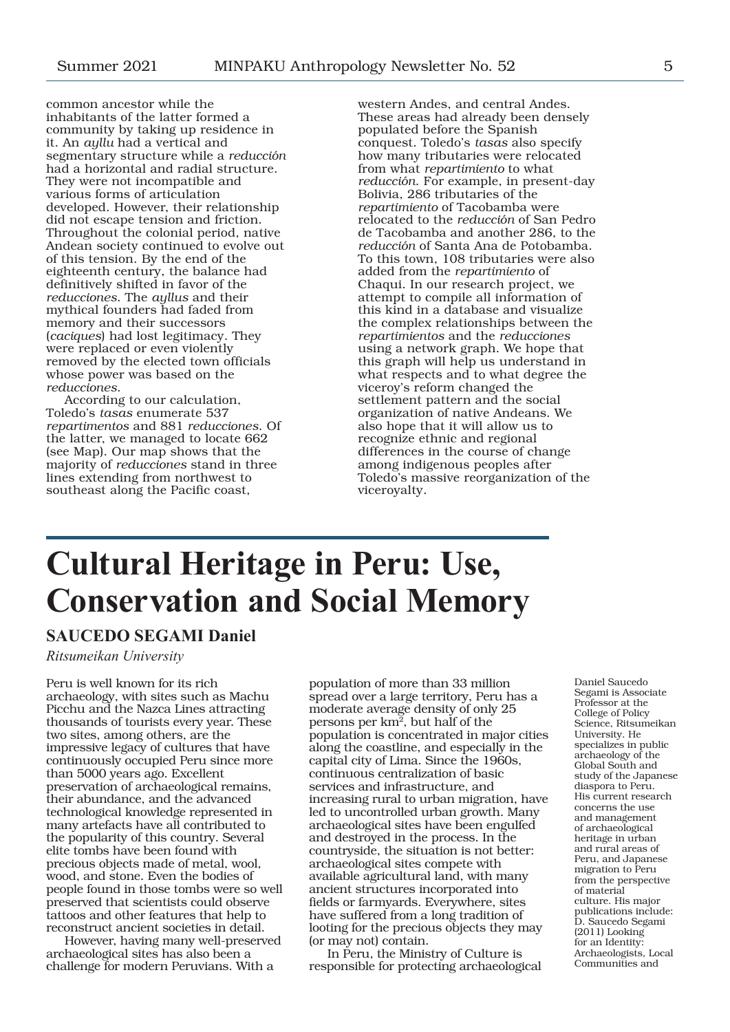common ancestor while the inhabitants of the latter formed a community by taking up residence in it. An *ayllu* had a vertical and segmentary structure while a *reducción* had a horizontal and radial structure. They were not incompatible and various forms of articulation developed. However, their relationship did not escape tension and friction. Throughout the colonial period, native Andean society continued to evolve out of this tension. By the end of the eighteenth century, the balance had definitively shifted in favor of the *reducciones*. The *ayllus* and their mythical founders had faded from memory and their successors (*caciques*) had lost legitimacy. They were replaced or even violently removed by the elected town officials whose power was based on the *reducciones*.

According to our calculation, Toledo's *tasas* enumerate 537 *repartimentos* and 881 *reducciones*. Of the latter, we managed to locate 662 (see Map). Our map shows that the majority of *reducciones* stand in three lines extending from northwest to southeast along the Pacific coast, western Andes, and central Andes. These areas had already been densely populated before the Spanish conquest. Toledo's *tasas* also specify how many tributaries were relocated from what *repartimiento* to what *reducción*. For example, in present-day Bolivia, 286 tributaries of the *repartimiento* of Tacobamba were relocated to the *reducción* of San Pedro de Tacobamba and another 286, to the *reducción* of Santa Ana de Potobamba. To this town, 108 tributaries were also added from the *repartimiento* of Chaqui. In our research project, we attempt to compile all information of this kind in a database and visualize the complex relationships between the *repartimientos* and the *reducciones* using a network graph. We hope that this graph will help us understand in what respects and to what degree the viceroy's reform changed the settlement pattern and the social organization of native Andeans. We also hope that it will allow us to recognize ethnic and regional differences in the course of change among indigenous peoples after Toledo's massive reorganization of the viceroyalty.

# Cultural Heritage in Peru: Use, Conservation and Social Memory

**SAUCEDO SEGAMI Daniel**

*Ritsumeikan University*

Daniel Saucedo Segami is Associate Professor at the College of Policy Science, Ritsumeikan University. He specializes in public archaeology of the Global South and study of the Japanese diaspora to Peru. His current research concerns the use and management of archaeological heritage in urban and rural areas of Peru, and Japanese migration to Peru from the perspective of material culture. His major publications include: D. Saucedo Segami (2011) Looking for an Identity: Archaeologists, Local Communities and

Peru is well known for its rich archaeology, with sites such as Machu Picchu and the Nazca Lines attracting thousands of tourists every year. These two sites, among others, are the impressive legacy of cultures that have continuously occupied Peru since more than 5000 years ago. Excellent preservation of archaeological remains, their abundance, and the advanced technological knowledge represented in many artefacts have all contributed to the popularity of this country. Several elite tombs have been found with precious objects made of metal, wool, wood, and stone. Even the bodies of people found in those tombs were so well preserved that scientists could observe tattoos and other features that help to reconstruct ancient societies in detail.

However, having many well-preserved archaeological sites has also been a challenge for modern Peruvians. With a population of more than 33 million spread over a large territory, Peru has a moderate average density of only 25 persons per km$^2$, but half of the population is concentrated in major cities along the coastline, and especially in the capital city of Lima. Since the 1960s, continuous centralization of basic services and infrastructure, and increasing rural to urban migration, have led to uncontrolled urban growth. Many archaeological sites have been engulfed and destroyed in the process. In the countryside, the situation is not better: archaeological sites compete with available agricultural land, with many ancient structures incorporated into fields or farmyards. Everywhere, sites have suffered from a long tradition of looting for the precious objects they may (or may not) contain.

In Peru, the Ministry of Culture is responsible for protecting archaeological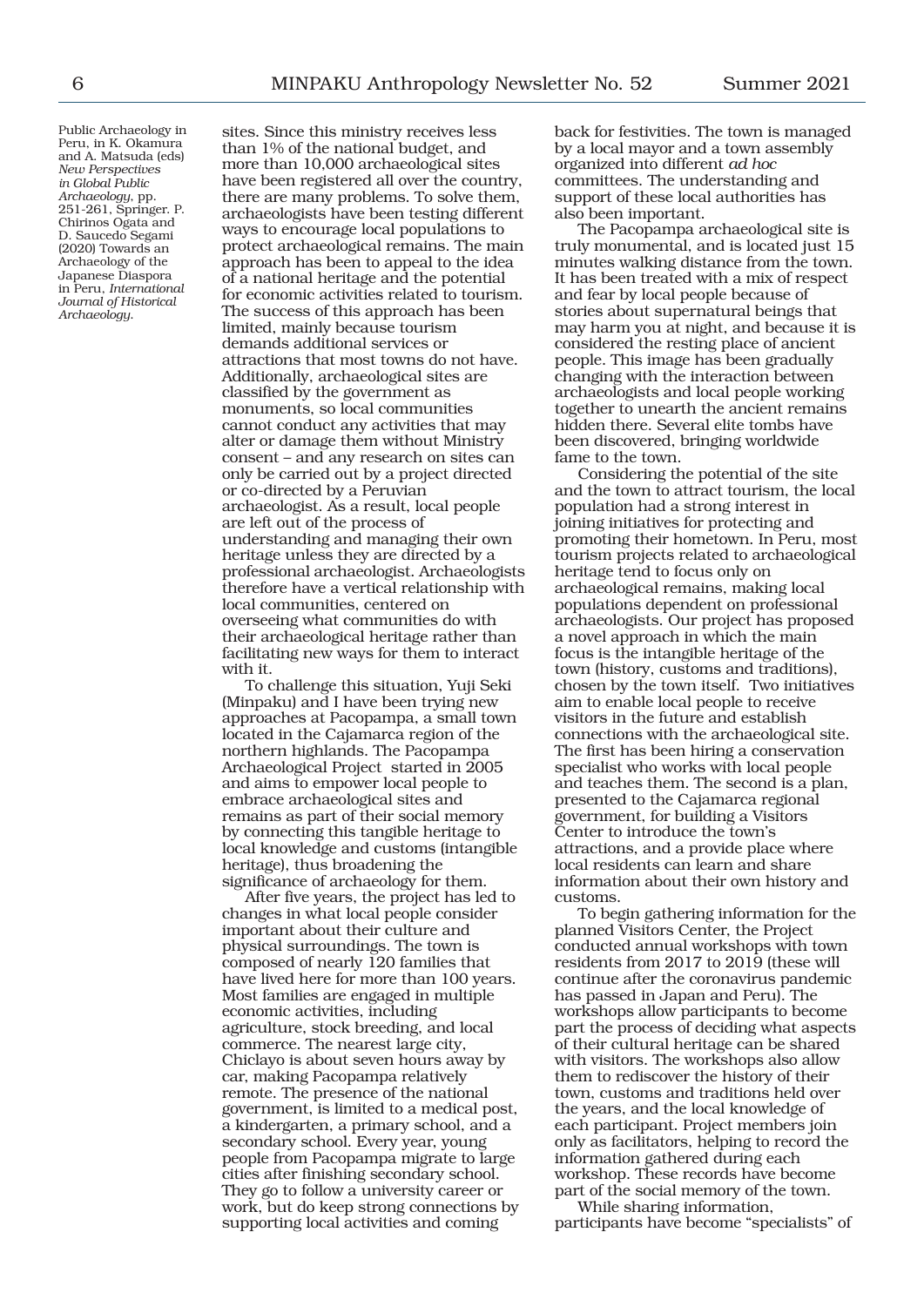Public Archaeology in Peru, in K. Okamura and A. Matsuda (eds) *New Perspectives in Global Public Archaeology*, pp. 251-261, Springer. P. Chirinos Ogata and D. Saucedo Segami (2020) Towards an Archaeology of the Japanese Diaspora in Peru, *International Journal of Historical Archaeology*.

sites. Since this ministry receives less than 1% of the national budget, and more than 10,000 archaeological sites have been registered all over the country, there are many problems. To solve them, archaeologists have been testing different ways to encourage local populations to protect archaeological remains. The main approach has been to appeal to the idea of a national heritage and the potential for economic activities related to tourism. The success of this approach has been limited, mainly because tourism demands additional services or attractions that most towns do not have. Additionally, archaeological sites are classified by the government as monuments, so local communities cannot conduct any activities that may alter or damage them without Ministry consent – and any research on sites can only be carried out by a project directed or co-directed by a Peruvian archaeologist. As a result, local people are left out of the process of understanding and managing their own heritage unless they are directed by a professional archaeologist. Archaeologists therefore have a vertical relationship with local communities, centered on overseeing what communities do with their archaeological heritage rather than facilitating new ways for them to interact with it.

To challenge this situation, Yuji Seki (Minpaku) and I have been trying new approaches at Pacopampa, a small town located in the Cajamarca region of the northern highlands. The Pacopampa Archaeological Project started in 2005 and aims to empower local people to embrace archaeological sites and remains as part of their social memory by connecting this tangible heritage to local knowledge and customs (intangible heritage), thus broadening the significance of archaeology for them.

After five years, the project has led to changes in what local people consider important about their culture and physical surroundings. The town is composed of nearly 120 families that have lived here for more than 100 years. Most families are engaged in multiple economic activities, including agriculture, stock breeding, and local commerce. The nearest large city, Chiclayo is about seven hours away by car, making Pacopampa relatively remote. The presence of the national government, is limited to a medical post, a kindergarten, a primary school, and a secondary school. Every year, young people from Pacopampa migrate to large cities after finishing secondary school. They go to follow a university career or work, but do keep strong connections by supporting local activities and coming back for festivities. The town is managed by a local mayor and a town assembly organized into different *ad hoc* committees. The understanding and support of these local authorities has also been important.

The Pacopampa archaeological site is truly monumental, and is located just 15 minutes walking distance from the town. It has been treated with a mix of respect and fear by local people because of stories about supernatural beings that may harm you at night, and because it is considered the resting place of ancient people. This image has been gradually changing with the interaction between archaeologists and local people working together to unearth the ancient remains hidden there. Several elite tombs have been discovered, bringing worldwide fame to the town.

Considering the potential of the site and the town to attract tourism, the local population had a strong interest in joining initiatives for protecting and promoting their hometown. In Peru, most tourism projects related to archaeological heritage tend to focus only on archaeological remains, making local populations dependent on professional archaeologists. Our project has proposed a novel approach in which the main focus is the intangible heritage of the town (history, customs and traditions), chosen by the town itself. Two initiatives aim to enable local people to receive visitors in the future and establish connections with the archaeological site. The first has been hiring a conservation specialist who works with local people and teaches them. The second is a plan, presented to the Cajamarca regional government, for building a Visitors Center to introduce the town's attractions, and a provide place where local residents can learn and share information about their own history and customs.

To begin gathering information for the planned Visitors Center, the Project conducted annual workshops with town residents from 2017 to 2019 (these will continue after the coronavirus pandemic has passed in Japan and Peru). The workshops allow participants to become part the process of deciding what aspects of their cultural heritage can be shared with visitors. The workshops also allow them to rediscover the history of their town, customs and traditions held over the years, and the local knowledge of each participant. Project members join only as facilitators, helping to record the information gathered during each workshop. These records have become part of the social memory of the town.

While sharing information, participants have become "specialists" of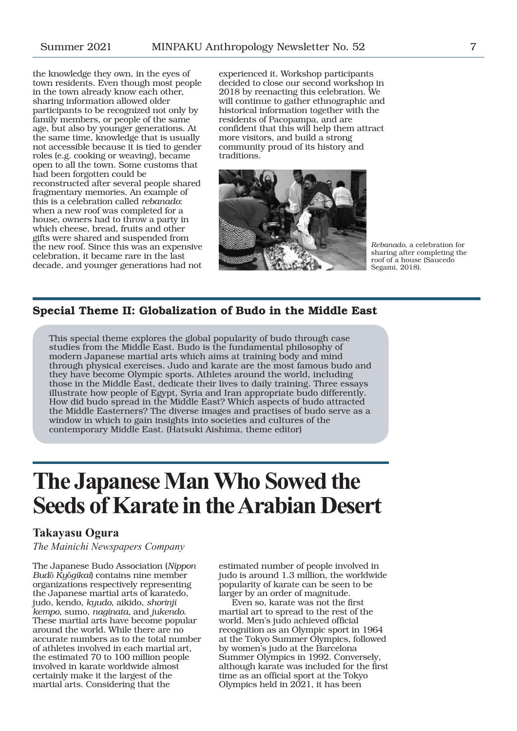the knowledge they own, in the eyes of town residents. Even though most people in the town already know each other, sharing information allowed older participants to be recognized not only by family members, or people of the same age, but also by younger generations. At the same time, knowledge that is usually not accessible because it is tied to gender roles (e.g. cooking or weaving), became open to all the town. Some customs that had been forgotten could be reconstructed after several people shared fragmentary memories. An example of this is a celebration called *rebanado*: when a new roof was completed for a house, owners had to throw a party in which cheese, bread, fruits and other gifts were shared and suspended from the new roof. Since this was an expensive celebration, it became rare in the last decade, and younger generations had not experienced it. Workshop participants decided to close our second workshop in 2018 by reenacting this celebration. We will continue to gather ethnographic and historical information together with the residents of Pacopampa, and are confident that this will help them attract more visitors, and build a strong community proud of its history and traditions.

*Rebanado*, a celebration for sharing after completing the roof of a house (Saucedo Segami, 2018).

## Special Theme II: Globalization of Budo in the Middle East

This special theme explores the global popularity of budo through case studies from the Middle East. Budo is the fundamental philosophy of modern Japanese martial arts which aims at training body and mind through physical exercises. Judo and karate are the most famous budo and they have become Olympic sports. Athletes around the world, including those in the Middle East, dedicate their lives to daily training. Three essays illustrate how people of Egypt, Syria and Iran appropriate budo differently. How did budo spread in the Middle East? Which aspects of budo attracted the Middle Easterners? The diverse images and practises of budo serve as a window in which to gain insights into societies and cultures of the contemporary Middle East. (Hatsuki Aishima, theme editor)

# The Japanese Man Who Sowed the Seeds of Karate in the Arabian Desert

**Takayasu Ogura**

*The Mainichi Newspapers Company*

The Japanese Budo Association (*Nippon Budō Kyōgikai*) contains nine member organizations respectively representing the Japanese martial arts of karatedo, judo, kendo, *kyudo*, aikido, *shorinji kempo*, sumo, *naginata*, and *jukendo*. These martial arts have become popular around the world. While there are no accurate numbers as to the total number of athletes involved in each martial art, the estimated 70 to 100 million people involved in karate worldwide almost certainly make it the largest of the martial arts. Considering that the estimated number of people involved in judo is around 1.3 million, the worldwide popularity of karate can be seen to be larger by an order of magnitude.

Even so, karate was not the first martial art to spread to the rest of the world. Men's judo achieved official recognition as an Olympic sport in 1964 at the Tokyo Summer Olympics, followed by women's judo at the Barcelona Summer Olympics in 1992. Conversely, although karate was included for the first time as an official sport at the Tokyo Olympics held in 2021, it has been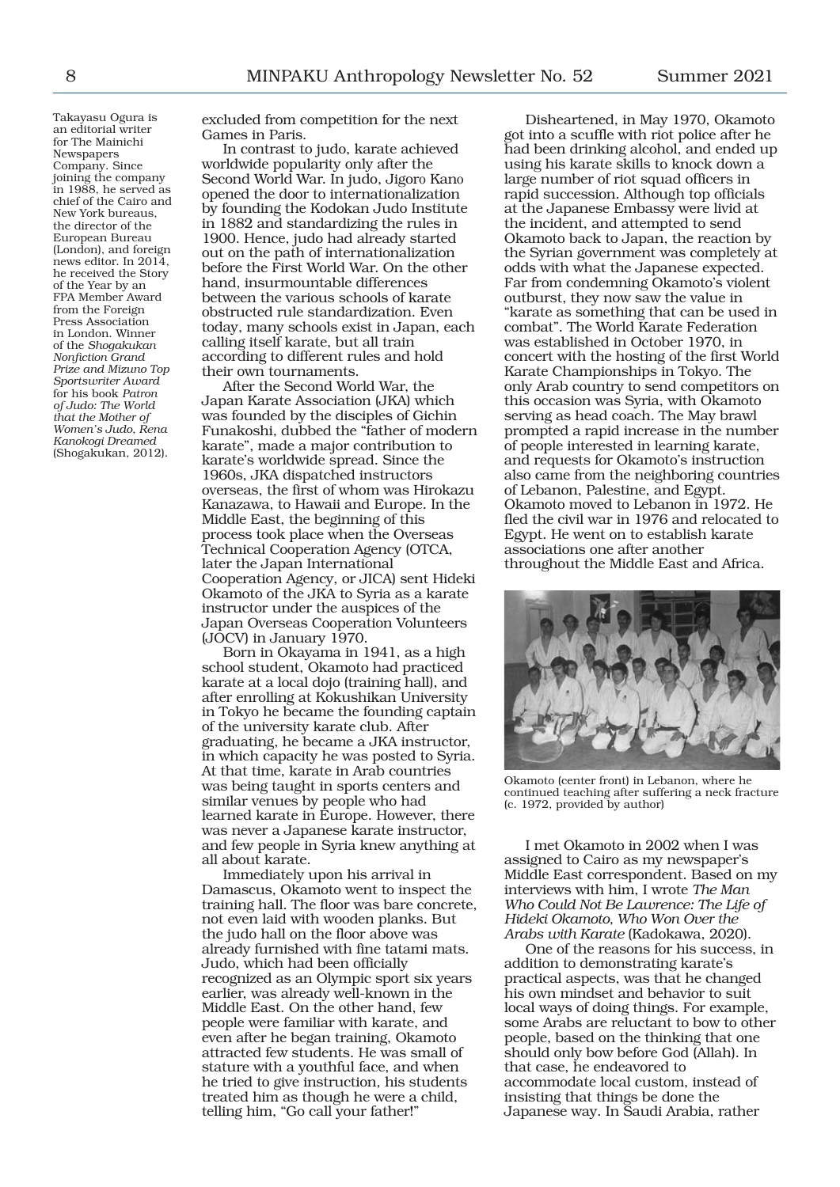Takayasu Ogura is an editorial writer for The Mainichi Newspapers Company. Since joining the company in 1988, he served as chief of the Cairo and New York bureaus, the director of the European Bureau (London), and foreign news editor. In 2014, he received the Story of the Year by an FPA Member Award from the Foreign Press Association in London. Winner of the *Shogakukan Nonfiction Grand Prize and Mizuno Top Sportswriter Award* for his book *Patron of Judo: The World that the Mother of Women's Judo, Rena Kanokogi Dreamed* (Shogakukan, 2012).

excluded from competition for the next Games in Paris.

In contrast to judo, karate achieved worldwide popularity only after the Second World War. In judo, Jigoro Kano opened the door to internationalization by founding the Kodokan Judo Institute in 1882 and standardizing the rules in 1900. Hence, judo had already started out on the path of internationalization before the First World War. On the other hand, insurmountable differences between the various schools of karate obstructed rule standardization. Even today, many schools exist in Japan, each calling itself karate, but all train according to different rules and hold their own tournaments.

After the Second World War, the Japan Karate Association (JKA) which was founded by the disciples of Gichin Funakoshi, dubbed the "father of modern karate", made a major contribution to karate's worldwide spread. Since the 1960s, JKA dispatched instructors overseas, the first of whom was Hirokazu Kanazawa, to Hawaii and Europe. In the Middle East, the beginning of this process took place when the Overseas Technical Cooperation Agency (OTCA, later the Japan International Cooperation Agency, or JICA) sent Hideki Okamoto of the JKA to Syria as a karate instructor under the auspices of the Japan Overseas Cooperation Volunteers (JOCV) in January 1970.

Born in Okayama in 1941, as a high school student, Okamoto had practiced karate at a local dojo (training hall), and after enrolling at Kokushikan University in Tokyo he became the founding captain of the university karate club. After graduating, he became a JKA instructor, in which capacity he was posted to Syria. At that time, karate in Arab countries was being taught in sports centers and similar venues by people who had learned karate in Europe. However, there was never a Japanese karate instructor, and few people in Syria knew anything at all about karate.

Immediately upon his arrival in Damascus, Okamoto went to inspect the training hall. The floor was bare concrete, not even laid with wooden planks. But the judo hall on the floor above was already furnished with fine tatami mats. Judo, which had been officially recognized as an Olympic sport six years earlier, was already well-known in the Middle East. On the other hand, few people were familiar with karate, and even after he began training, Okamoto attracted few students. He was small of stature with a youthful face, and when he tried to give instruction, his students treated him as though he were a child, telling him, "Go call your father!"

Disheartened, in May 1970, Okamoto got into a scuffle with riot police after he had been drinking alcohol, and ended up using his karate skills to knock down a large number of riot squad officers in rapid succession. Although top officials at the Japanese Embassy were livid at the incident, and attempted to send Okamoto back to Japan, the reaction by the Syrian government was completely at odds with what the Japanese expected. Far from condemning Okamoto's violent outburst, they now saw the value in "karate as something that can be used in combat". The World Karate Federation was established in October 1970, in concert with the hosting of the first World Karate Championships in Tokyo. The only Arab country to send competitors on this occasion was Syria, with Okamoto serving as head coach. The May brawl prompted a rapid increase in the number of people interested in learning karate, and requests for Okamoto's instruction also came from the neighboring countries of Lebanon, Palestine, and Egypt. Okamoto moved to Lebanon in 1972. He fled the civil war in 1976 and relocated to Egypt. He went on to establish karate associations one after another throughout the Middle East and Africa.

Okamoto (center front) in Lebanon, where he continued teaching after suffering a neck fracture (c. 1972, provided by author)

I met Okamoto in 2002 when I was assigned to Cairo as my newspaper's Middle East correspondent. Based on my interviews with him, I wrote *The Man Who Could Not Be Lawrence: The Life of Hideki Okamoto, Who Won Over the Arabs with Karate* (Kadokawa, 2020).

One of the reasons for his success, in addition to demonstrating karate's practical aspects, was that he changed his own mindset and behavior to suit local ways of doing things. For example, some Arabs are reluctant to bow to other people, based on the thinking that one should only bow before God (Allah). In that case, he endeavored to accommodate local custom, instead of insisting that things be done the Japanese way. In Saudi Arabia, rather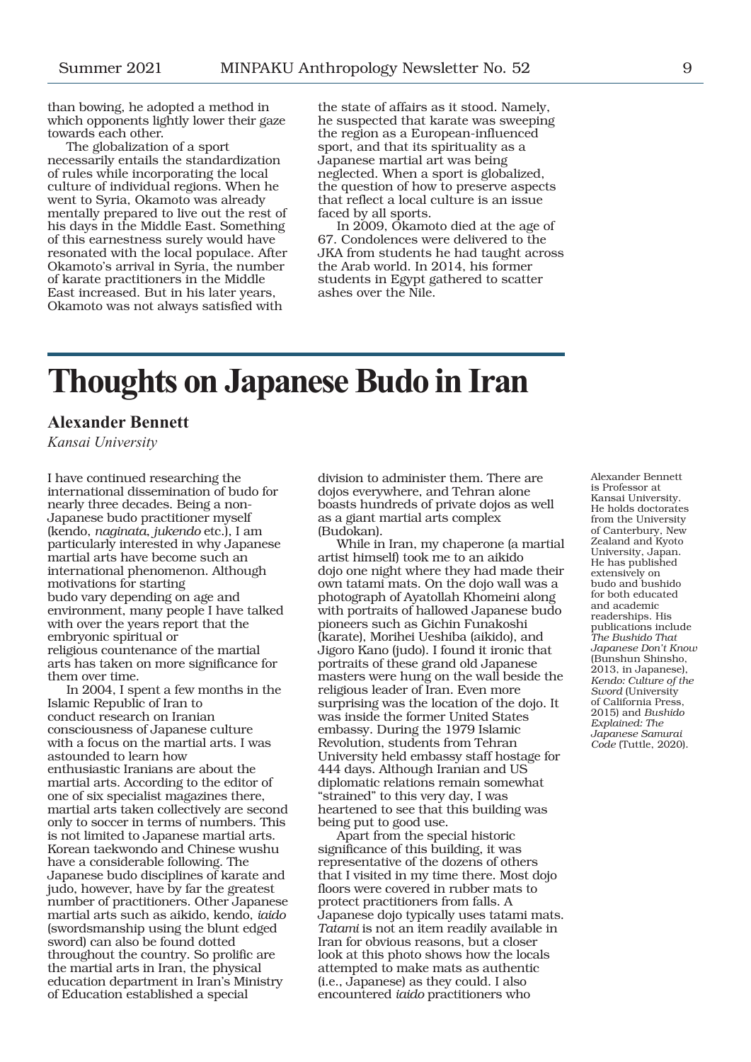than bowing, he adopted a method in which opponents lightly lower their gaze towards each other.

The globalization of a sport necessarily entails the standardization of rules while incorporating the local culture of individual regions. When he went to Syria, Okamoto was already mentally prepared to live out the rest of his days in the Middle East. Something of this earnestness surely would have resonated with the local populace. After Okamoto's arrival in Syria, the number of karate practitioners in the Middle East increased. But in his later years, Okamoto was not always satisfied with the state of affairs as it stood. Namely, he suspected that karate was sweeping the region as a European-influenced sport, and that its spirituality as a Japanese martial art was being neglected. When a sport is globalized, the question of how to preserve aspects that reflect a local culture is an issue faced by all sports.

In 2009, Okamoto died at the age of 67. Condolences were delivered to the JKA from students he had taught across the Arab world. In 2014, his former students in Egypt gathered to scatter ashes over the Nile.

# Thoughts on Japanese Budo in Iran

**Alexander Bennett**

*Kansai University*

Alexander Bennett is Professor at Kansai University. He holds doctorates from the University of Canterbury, New Zealand and Kyoto University, Japan. He has published extensively on budo and bushido for both educated and academic readerships. His publications include *The Bushido That Japanese Don't Know* (Bunshun Shinsho, 2013, in Japanese), *Kendo: Culture of the Sword* (University of California Press, 2015) and *Bushido Explained: The Japanese Samurai Code* (Tuttle, 2020).

I have continued researching the international dissemination of budo for nearly three decades. Being a non-Japanese budo practitioner myself (kendo, *naginata*, *jukendo* etc.), I am particularly interested in why Japanese martial arts have become such an international phenomenon. Although motivations for starting budo vary depending on age and environment, many people I have talked with over the years report that the embryonic spiritual or religious countenance of the martial arts has taken on more significance for them over time.

In 2004, I spent a few months in the Islamic Republic of Iran to conduct research on Iranian consciousness of Japanese culture with a focus on the martial arts. I was astounded to learn how enthusiastic Iranians are about the martial arts. According to the editor of one of six specialist magazines there, martial arts taken collectively are second only to soccer in terms of numbers. This is not limited to Japanese martial arts. Korean taekwondo and Chinese wushu have a considerable following. The Japanese budo disciplines of karate and judo, however, have by far the greatest number of practitioners. Other Japanese martial arts such as aikido, kendo, *iaido* (swordsmanship using the blunt edged sword) can also be found dotted throughout the country. So prolific are the martial arts in Iran, the physical education department in Iran's Ministry of Education established a special division to administer them. There are dojos everywhere, and Tehran alone boasts hundreds of private dojos as well as a giant martial arts complex (Budokan).

While in Iran, my chaperone (a martial artist himself) took me to an aikido dojo one night where they had made their own tatami mats. On the dojo wall was a photograph of Ayatollah Khomeini along with portraits of hallowed Japanese budo pioneers such as Gichin Funakoshi (karate), Morihei Ueshiba (aikido), and Jigoro Kano (judo). I found it ironic that portraits of these grand old Japanese masters were hung on the wall beside the religious leader of Iran. Even more surprising was the location of the dojo. It was inside the former United States embassy. During the 1979 Islamic Revolution, students from Tehran University held embassy staff hostage for 444 days. Although Iranian and US diplomatic relations remain somewhat "strained" to this very day, I was heartened to see that this building was being put to good use.

Apart from the special historic significance of this building, it was representative of the dozens of others that I visited in my time there. Most dojo floors were covered in rubber mats to protect practitioners from falls. A Japanese dojo typically uses tatami mats. *Tatami* is not an item readily available in Iran for obvious reasons, but a closer look at this photo shows how the locals attempted to make mats as authentic (i.e., Japanese) as they could. I also encountered *iaido* practitioners who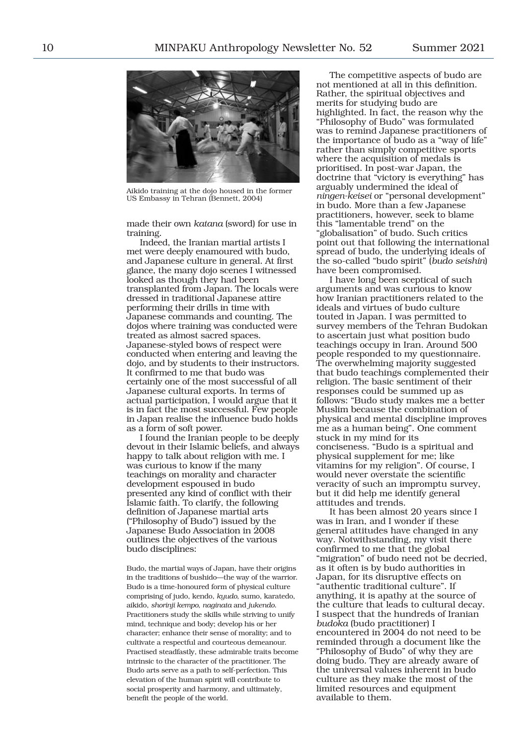Aikido training at the dojo housed in the former US Embassy in Tehran (Bennett, 2004)

made their own *katana* (sword) for use in training.

Indeed, the Iranian martial artists I met were deeply enamoured with budo, and Japanese culture in general. At first glance, the many dojo scenes I witnessed looked as though they had been transplanted from Japan. The locals were dressed in traditional Japanese attire performing their drills in time with Japanese commands and counting. The dojos where training was conducted were treated as almost sacred spaces. Japanese-styled bows of respect were conducted when entering and leaving the dojo, and by students to their instructors. It confirmed to me that budo was certainly one of the most successful of all Japanese cultural exports. In terms of actual participation, I would argue that it is in fact the most successful. Few people in Japan realise the influence budo holds as a form of soft power.

I found the Iranian people to be deeply devout in their Islamic beliefs, and always happy to talk about religion with me. I was curious to know if the many teachings on morality and character development espoused in budo presented any kind of conflict with their Islamic faith. To clarify, the following definition of Japanese martial arts ("Philosophy of Budo") issued by the Japanese Budo Association in 2008 outlines the objectives of the various budo disciplines:

> Budo, the martial ways of Japan, have their origins in the traditions of bushido—the way of the warrior. Budo is a time-honoured form of physical culture comprising of judo, kendo, *kyudo*, sumo, karatedo, aikido, *shorinji kempo*, *naginata* and *jukendo*. Practitioners study the skills while striving to unify mind, technique and body; develop his or her character; enhance their sense of morality; and to cultivate a respectful and courteous demeanour. Practised steadfastly, these admirable traits become intrinsic to the character of the practitioner. The Budo arts serve as a path to self-perfection. This elevation of the human spirit will contribute to social prosperity and harmony, and ultimately, benefit the people of the world.

The competitive aspects of budo are not mentioned at all in this definition. Rather, the spiritual objectives and merits for studying budo are highlighted. In fact, the reason why the "Philosophy of Budo" was formulated was to remind Japanese practitioners of the importance of budo as a "way of life" rather than simply competitive sports where the acquisition of medals is prioritised. In post-war Japan, the doctrine that "victory is everything" has arguably undermined the ideal of *ningen-keisei* or "personal development" in budo. More than a few Japanese practitioners, however, seek to blame this "lamentable trend" on the "globalisation" of budo. Such critics point out that following the international spread of budo, the underlying ideals of the so-called "budo spirit" (*budo seishin*) have been compromised.

I have long been sceptical of such arguments and was curious to know how Iranian practitioners related to the ideals and virtues of budo culture touted in Japan. I was permitted to survey members of the Tehran Budokan to ascertain just what position budo teachings occupy in Iran. Around 500 people responded to my questionnaire. The overwhelming majority suggested that budo teachings complemented their religion. The basic sentiment of their responses could be summed up as follows: "Budo study makes me a better Muslim because the combination of physical and mental discipline improves me as a human being". One comment stuck in my mind for its conciseness. "Budo is a spiritual and physical supplement for me; like vitamins for my religion". Of course, I would never overstate the scientific veracity of such an impromptu survey, but it did help me identify general attitudes and trends.

It has been almost 20 years since I was in Iran, and I wonder if these general attitudes have changed in any way. Notwithstanding, my visit there confirmed to me that the global "migration" of budo need not be decried, as it often is by budo authorities in Japan, for its disruptive effects on "authentic traditional culture". If anything, it is apathy at the source of the culture that leads to cultural decay. I suspect that the hundreds of Iranian *budoka* (budo practitioner) I encountered in 2004 do not need to be reminded through a document like the "Philosophy of Budo" of why they are doing budo. They are already aware of the universal values inherent in budo culture as they make the most of the limited resources and equipment available to them.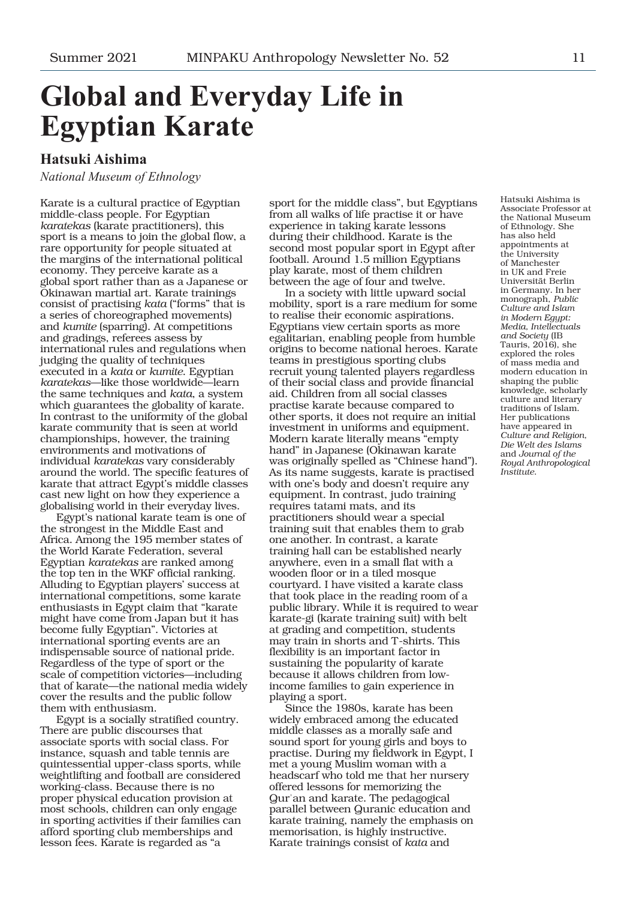# Global and Everyday Life in Egyptian Karate

## Hatsuki Aishima

*National Museum of Ethnology*

Karate is a cultural practice of Egyptian middle-class people. For Egyptian *karatekas* (karate practitioners), this sport is a means to join the global flow, a rare opportunity for people situated at the margins of the international political economy. They perceive karate as a global sport rather than as a Japanese or Okinawan martial art. Karate trainings consist of practising *kata* ("forms" that is a series of choreographed movements) and *kumite* (sparring). At competitions and gradings, referees assess by international rules and regulations when judging the quality of techniques executed in a *kata* or *kumite*. Egyptian *karatekas*—like those worldwide—learn the same techniques and *kata*, a system which guarantees the globality of karate. In contrast to the uniformity of the global karate community that is seen at world championships, however, the training environments and motivations of individual *karatekas* vary considerably around the world. The specific features of karate that attract Egypt's middle classes cast new light on how they experience a globalising world in their everyday lives.

Egypt's national karate team is one of the strongest in the Middle East and Africa. Among the 195 member states of the World Karate Federation, several Egyptian *karatekas* are ranked among the top ten in the WKF official ranking. Alluding to Egyptian players' success at international competitions, some karate enthusiasts in Egypt claim that "karate might have come from Japan but it has become fully Egyptian". Victories at international sporting events are an indispensable source of national pride. Regardless of the type of sport or the scale of competition victories—including that of karate—the national media widely cover the results and the public follow them with enthusiasm.

Egypt is a socially stratified country. There are public discourses that associate sports with social class. For instance, squash and table tennis are quintessential upper-class sports, while weightlifting and football are considered working-class. Because there is no proper physical education provision at most schools, children can only engage in sporting activities if their families can afford sporting club memberships and lesson fees. Karate is regarded as "a sport for the middle class", but Egyptians from all walks of life practise it or have experience in taking karate lessons during their childhood. Karate is the second most popular sport in Egypt after football. Around 1.5 million Egyptians play karate, most of them children between the age of four and twelve.

In a society with little upward social mobility, sport is a rare medium for some to realise their economic aspirations. Egyptians view certain sports as more egalitarian, enabling people from humble origins to become national heroes. Karate teams in prestigious sporting clubs recruit young talented players regardless of their social class and provide financial aid. Children from all social classes practise karate because compared to other sports, it does not require an initial investment in uniforms and equipment. Modern karate literally means "empty hand" in Japanese (Okinawan karate was originally spelled as "Chinese hand"). As its name suggests, karate is practised with one's body and doesn't require any equipment. In contrast, judo training requires tatami mats, and its practitioners should wear a special training suit that enables them to grab one another. In contrast, a karate training hall can be established nearly anywhere, even in a small flat with a wooden floor or in a tiled mosque courtyard. I have visited a karate class that took place in the reading room of a public library. While it is required to wear karate-gi (karate training suit) with belt at grading and competition, students may train in shorts and T-shirts. This flexibility is an important factor in sustaining the popularity of karate because it allows children from low-income families to gain experience in playing a sport.

Since the 1980s, karate has been widely embraced among the educated middle classes as a morally safe and sound sport for young girls and boys to practise. During my fieldwork in Egypt, I met a young Muslim woman with a headscarf who told me that her nursery offered lessons for memorizing the Qurʾan and karate. The pedagogical parallel between Quranic education and karate training, namely the emphasis on memorisation, is highly instructive. Karate trainings consist of *kata* and

Hatsuki Aishima is Associate Professor at the National Museum of Ethnology. She has also held appointments at the University of Manchester in UK and Freie Universität Berlin in Germany. In her monograph, *Public Culture and Islam in Modern Egypt: Media, Intellectuals and Society* (IB Tauris, 2016), she explored the roles of mass media and modern education in shaping the public knowledge, scholarly culture and literary traditions of Islam. Her publications have appeared in *Culture and Religion*, *Die Welt des Islams* and *Journal of the Royal Anthropological Institute*.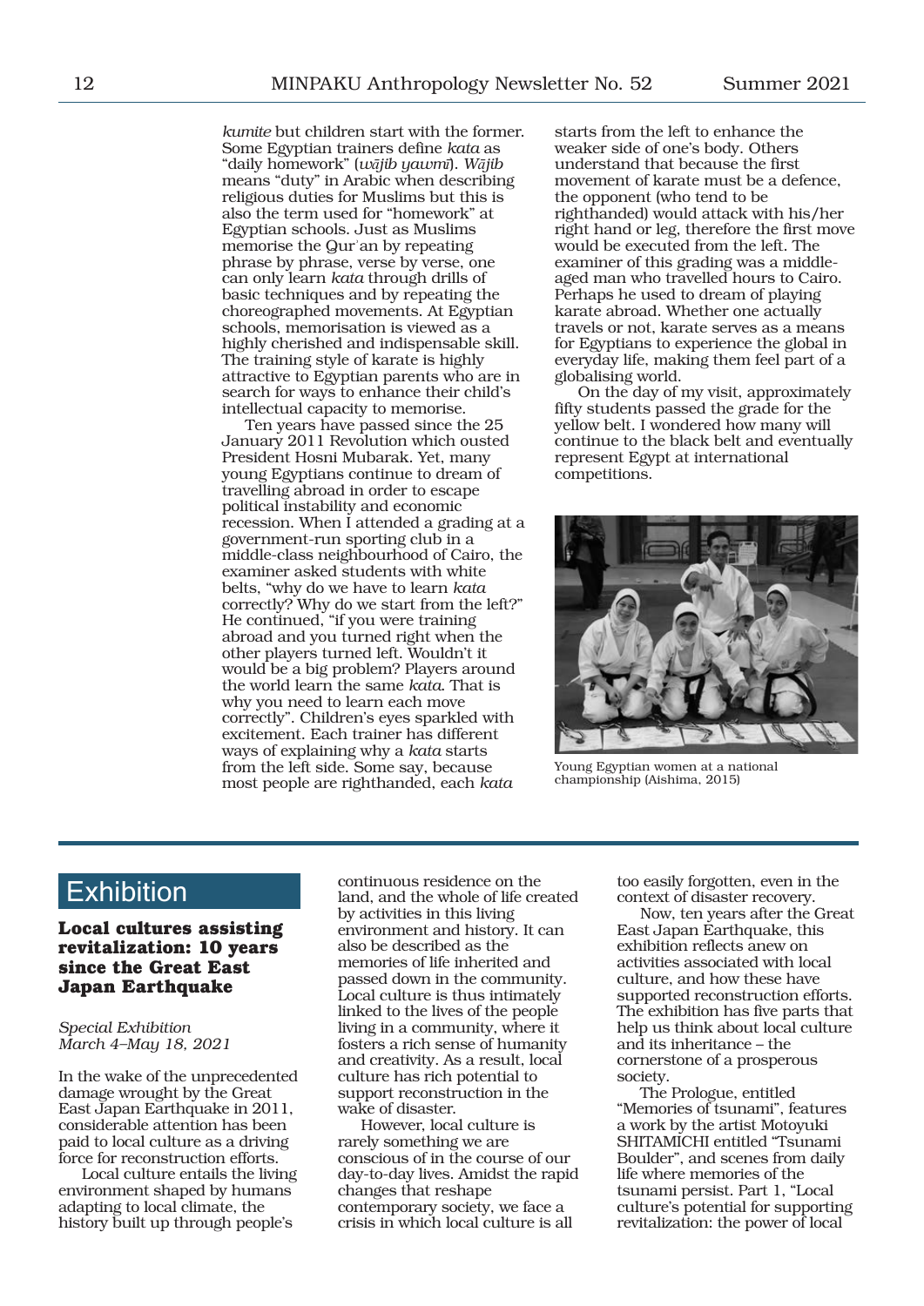*kumite* but children start with the former. Some Egyptian trainers define *kata* as "daily homework" (*wājib yawmī*). *Wājib* means "duty" in Arabic when describing religious duties for Muslims but this is also the term used for "homework" at Egyptian schools. Just as Muslims memorise the Qurʾan by repeating phrase by phrase, verse by verse, one can only learn *kata* through drills of basic techniques and by repeating the choreographed movements. At Egyptian schools, memorisation is viewed as a highly cherished and indispensable skill. The training style of karate is highly attractive to Egyptian parents who are in search for ways to enhance their child's intellectual capacity to memorise.

Ten years have passed since the 25 January 2011 Revolution which ousted President Hosni Mubarak. Yet, many young Egyptians continue to dream of travelling abroad in order to escape political instability and economic recession. When I attended a grading at a government-run sporting club in a middle-class neighbourhood of Cairo, the examiner asked students with white belts, "why do we have to learn *kata* correctly? Why do we start from the left?" He continued, "if you were training abroad and you turned right when the other players turned left. Wouldn't it would be a big problem? Players around the world learn the same *kata*. That is why you need to learn each move correctly". Children's eyes sparkled with excitement. Each trainer has different ways of explaining why a *kata* starts from the left side. Some say, because most people are righthanded, each *kata* starts from the left to enhance the weaker side of one's body. Others understand that because the first movement of karate must be a defence, the opponent (who tend to be righthanded) would attack with his/her right hand or leg, therefore the first move would be executed from the left. The examiner of this grading was a middle-aged man who travelled hours to Cairo. Perhaps he used to dream of playing karate abroad. Whether one actually travels or not, karate serves as a means for Egyptians to experience the global in everyday life, making them feel part of a globalising world.

On the day of my visit, approximately fifty students passed the grade for the yellow belt. I wondered how many will continue to the black belt and eventually represent Egypt at international competitions.

Young Egyptian women at a national championship (Aishima, 2015)

# Exhibition

## Local cultures assisting revitalization: 10 years since the Great East Japan Earthquake

*Special Exhibition*
*March 4–May 18, 2021*

In the wake of the unprecedented damage wrought by the Great East Japan Earthquake in 2011, considerable attention has been paid to local culture as a driving force for reconstruction efforts.

Local culture entails the living environment shaped by humans adapting to local climate, the history built up through people's continuous residence on the land, and the whole of life created by activities in this living environment and history. It can also be described as the memories of life inherited and passed down in the community. Local culture is thus intimately linked to the lives of the people living in a community, where it fosters a rich sense of humanity and creativity. As a result, local culture has rich potential to support reconstruction in the wake of disaster.

However, local culture is rarely something we are conscious of in the course of our day-to-day lives. Amidst the rapid changes that reshape contemporary society, we face a crisis in which local culture is all too easily forgotten, even in the context of disaster recovery.

Now, ten years after the Great East Japan Earthquake, this exhibition reflects anew on activities associated with local culture, and how these have supported reconstruction efforts. The exhibition has five parts that help us think about local culture and its inheritance – the cornerstone of a prosperous society.

The Prologue, entitled "Memories of tsunami", features a work by the artist Motoyuki SHITAMICHI entitled "Tsunami Boulder", and scenes from daily life where memories of the tsunami persist. Part 1, "Local culture's potential for supporting revitalization: the power of local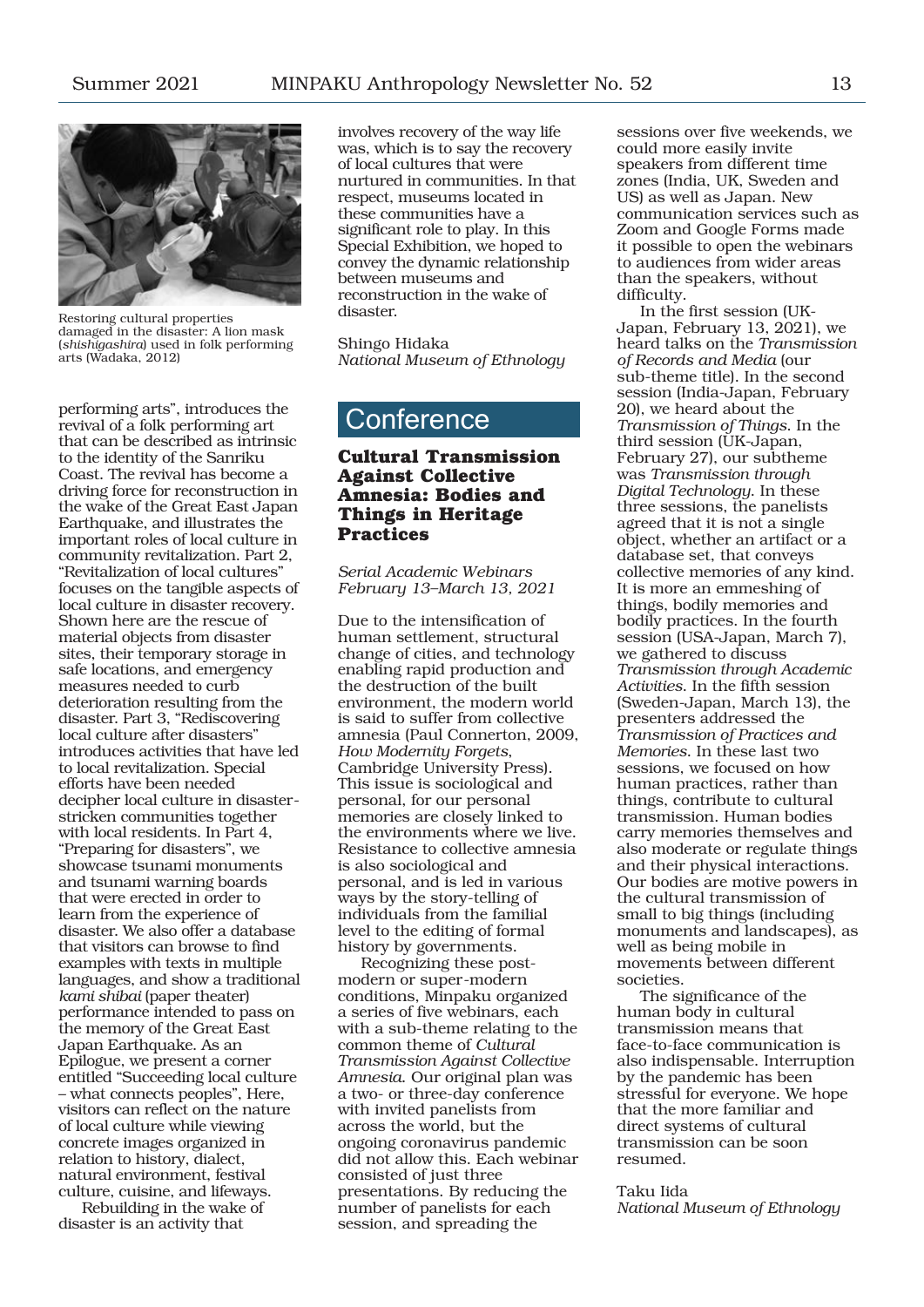Restoring cultural properties damaged in the disaster: A lion mask (*shishigashira*) used in folk performing arts (Wadaka, 2012)

performing arts", introduces the revival of a folk performing art that can be described as intrinsic to the identity of the Sanriku Coast. The revival has become a driving force for reconstruction in the wake of the Great East Japan Earthquake, and illustrates the important roles of local culture in community revitalization. Part 2, "Revitalization of local cultures" focuses on the tangible aspects of local culture in disaster recovery. Shown here are the rescue of material objects from disaster sites, their temporary storage in safe locations, and emergency measures needed to curb deterioration resulting from the disaster. Part 3, "Rediscovering local culture after disasters" introduces activities that have led to local revitalization. Special efforts have been needed decipher local culture in disaster-stricken communities together with local residents. In Part 4, "Preparing for disasters", we showcase tsunami monuments and tsunami warning boards that were erected in order to learn from the experience of disaster. We also offer a database that visitors can browse to find examples with texts in multiple languages, and show a traditional *kami shibai* (paper theater) performance intended to pass on the memory of the Great East Japan Earthquake. As an Epilogue, we present a corner entitled "Succeeding local culture – what connects peoples", Here, visitors can reflect on the nature of local culture while viewing concrete images organized in relation to history, dialect, natural environment, festival culture, cuisine, and lifeways.

Rebuilding in the wake of disaster is an activity that involves recovery of the way life was, which is to say the recovery of local cultures that were nurtured in communities. In that respect, museums located in these communities have a significant role to play. In this Special Exhibition, we hoped to convey the dynamic relationship between museums and reconstruction in the wake of disaster.

Shingo Hidaka
*National Museum of Ethnology*

# Conference

## Cultural Transmission Against Collective Amnesia: Bodies and Things in Heritage Practices

*Serial Academic Webinars*
*February 13–March 13, 2021*

Due to the intensification of human settlement, structural change of cities, and technology enabling rapid production and the destruction of the built environment, the modern world is said to suffer from collective amnesia (Paul Connerton, 2009, *How Modernity Forgets*, Cambridge University Press). This issue is sociological and personal, for our personal memories are closely linked to the environments where we live. Resistance to collective amnesia is also sociological and personal, and is led in various ways by the story-telling of individuals from the familial level to the editing of formal history by governments.

Recognizing these post-modern or super-modern conditions, Minpaku organized a series of five webinars, each with a sub-theme relating to the common theme of *Cultural Transmission Against Collective Amnesia*. Our original plan was a two- or three-day conference with invited panelists from across the world, but the ongoing coronavirus pandemic did not allow this. Each webinar consisted of just three presentations. By reducing the number of panelists for each session, and spreading the sessions over five weekends, we could more easily invite speakers from different time zones (India, UK, Sweden and US) as well as Japan. New communication services such as Zoom and Google Forms made it possible to open the webinars to audiences from wider areas than the speakers, without difficulty.

In the first session (UK-Japan, February 13, 2021), we heard talks on the *Transmission of Records and Media* (our sub-theme title). In the second session (India-Japan, February 20), we heard about the *Transmission of Things*. In the third session (UK-Japan, February 27), our subtheme was *Transmission through Digital Technology*. In these three sessions, the panelists agreed that it is not a single object, whether an artifact or a database set, that conveys collective memories of any kind. It is more an emmeshing of things, bodily memories and bodily practices. In the fourth session (USA-Japan, March 7), we gathered to discuss *Transmission through Academic Activities*. In the fifth session (Sweden-Japan, March 13), the presenters addressed the *Transmission of Practices and Memories*. In these last two sessions, we focused on how human practices, rather than things, contribute to cultural transmission. Human bodies carry memories themselves and also moderate or regulate things and their physical interactions. Our bodies are motive powers in the cultural transmission of small to big things (including monuments and landscapes), as well as being mobile in movements between different societies.

The significance of the human body in cultural transmission means that face-to-face communication is also indispensable. Interruption by the pandemic has been stressful for everyone. We hope that the more familiar and direct systems of cultural transmission can be soon resumed.

Taku Iida
*National Museum of Ethnology*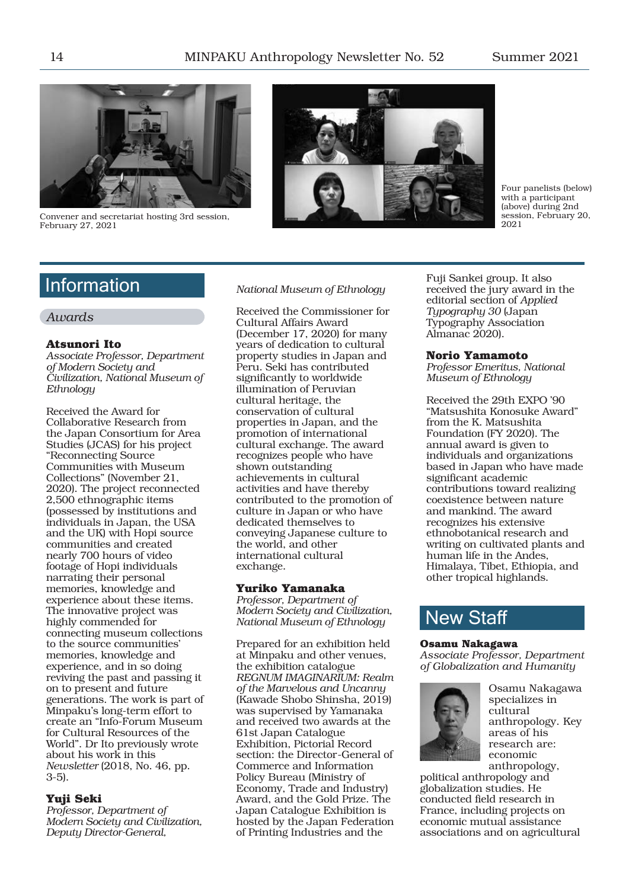Convener and secretariat hosting 3rd session, February 27, 2021

Four panelists (below) with a participant (above) during 2nd session, February 20, 2021

# Information

## Awards

**Atsunori Ito**
*Associate Professor, Department of Modern Society and Civilization, National Museum of Ethnology*

Received the Award for Collaborative Research from the Japan Consortium for Area Studies (JCAS) for his project "Reconnecting Source Communities with Museum Collections" (November 21, 2020). The project reconnected 2,500 ethnographic items (possessed by institutions and individuals in Japan, the USA and the UK) with Hopi source communities and created nearly 700 hours of video footage of Hopi individuals narrating their personal memories, knowledge and experience about these items. The innovative project was highly commended for connecting museum collections to the source communities' memories, knowledge and experience, and in so doing reviving the past and passing it on to present and future generations. The work is part of Minpaku's long-term effort to create an "Info-Forum Museum for Cultural Resources of the World". Dr Ito previously wrote about his work in this *Newsletter* (2018, No. 46, pp. 3-5).

**Yuji Seki**
*Professor, Department of Modern Society and Civilization, Deputy Director-General, National Museum of Ethnology*

Received the Commissioner for Cultural Affairs Award (December 17, 2020) for many years of dedication to cultural property studies in Japan and Peru. Seki has contributed significantly to worldwide illumination of Peruvian cultural heritage, the conservation of cultural properties in Japan, and the promotion of international cultural exchange. The award recognizes people who have shown outstanding achievements in cultural activities and have thereby contributed to the promotion of culture in Japan or who have dedicated themselves to conveying Japanese culture to the world, and other international cultural exchange.

**Yuriko Yamanaka**
*Professor, Department of Modern Society and Civilization, National Museum of Ethnology*

Prepared for an exhibition held at Minpaku and other venues, the exhibition catalogue *REGNUM IMAGINARIUM: Realm of the Marvelous and Uncanny* (Kawade Shobo Shinsha, 2019) was supervised by Yamanaka and received two awards at the 61st Japan Catalogue Exhibition, Pictorial Record section: the Director-General of Commerce and Information Policy Bureau (Ministry of Economy, Trade and Industry) Award, and the Gold Prize. The Japan Catalogue Exhibition is hosted by the Japan Federation of Printing Industries and the Fuji Sankei group. It also received the jury award in the editorial section of *Applied Typography 30* (Japan Typography Association Almanac 2020).

**Norio Yamamoto**
*Professor Emeritus, National Museum of Ethnology*

Received the 29th EXPO '90 "Matsushita Konosuke Award" from the K. Matsushita Foundation (FY 2020). The annual award is given to individuals and organizations based in Japan who have made significant academic contributions toward realizing coexistence between nature and mankind. The award recognizes his extensive ethnobotanical research and writing on cultivated plants and human life in the Andes, Himalaya, Tibet, Ethiopia, and other tropical highlands.

# New Staff

**Osamu Nakagawa**
*Associate Professor, Department of Globalization and Humanity*

Osamu Nakagawa specializes in cultural anthropology. Key areas of his research are: economic anthropology, political anthropology and globalization studies. He conducted field research in France, including projects on economic mutual assistance associations and on agricultural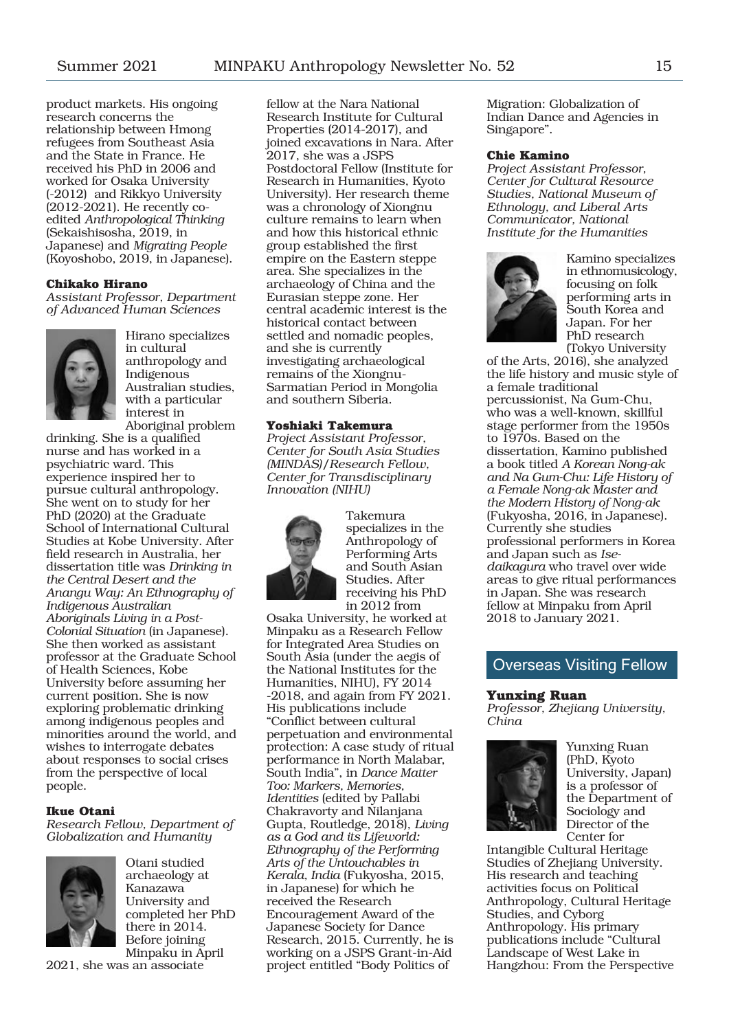product markets. His ongoing research concerns the relationship between Hmong refugees from Southeast Asia and the State in France. He received his PhD in 2006 and worked for Osaka University (-2012) and Rikkyo University (2012-2021). He recently co-edited *Anthropological Thinking* (Sekaishisosha, 2019, in Japanese) and *Migrating People* (Koyoshobo, 2019, in Japanese).

**Chikako Hirano**
*Assistant Professor, Department of Advanced Human Sciences*

Hirano specializes in cultural anthropology and Indigenous Australian studies, with a particular interest in Aboriginal problem drinking. She is a qualified nurse and has worked in a psychiatric ward. This experience inspired her to pursue cultural anthropology. She went on to study for her PhD (2020) at the Graduate School of International Cultural Studies at Kobe University. After field research in Australia, her dissertation title was *Drinking in the Central Desert and the Anangu Way: An Ethnography of Indigenous Australian Aboriginals Living in a Post-Colonial Situation* (in Japanese). She then worked as assistant professor at the Graduate School of Health Sciences, Kobe University before assuming her current position. She is now exploring problematic drinking among indigenous peoples and minorities around the world, and wishes to interrogate debates about responses to social crises from the perspective of local people.

**Ikue Otani**
*Research Fellow, Department of Globalization and Humanity*

Otani studied archaeology at Kanazawa University and completed her PhD there in 2014. Before joining Minpaku in April 2021, she was an associate fellow at the Nara National Research Institute for Cultural Properties (2014-2017), and joined excavations in Nara. After 2017, she was a JSPS Postdoctoral Fellow (Institute for Research in Humanities, Kyoto University). Her research theme was a chronology of Xiongnu culture remains to learn when and how this historical ethnic group established the first empire on the Eastern steppe area. She specializes in the archaeology of China and the Eurasian steppe zone. Her central academic interest is the historical contact between settled and nomadic peoples, and she is currently investigating archaeological remains of the Xiongnu-Sarmatian Period in Mongolia and southern Siberia.

**Yoshiaki Takemura**
*Project Assistant Professor, Center for South Asia Studies (MINDAS)/Research Fellow, Center for Transdisciplinary Innovation (NIHU)*

Takemura specializes in the Anthropology of Performing Arts and South Asian Studies. After receiving his PhD in 2012 from Osaka University, he worked at Minpaku as a Research Fellow for Integrated Area Studies on South Asia (under the aegis of the National Institutes for the Humanities, NIHU), FY 2014 -2018, and again from FY 2021. His publications include "Conflict between cultural perpetuation and environmental protection: A case study of ritual performance in North Malabar, South India", in *Dance Matter Too: Markers, Memories, Identities* (edited by Pallabi Chakravorty and Nilanjana Gupta, Routledge, 2018), *Living as a God and its Lifeworld: Ethnography of the Performing Arts of the Untouchables in Kerala, India* (Fukyosha, 2015, in Japanese) for which he received the Research Encouragement Award of the Japanese Society for Dance Research, 2015. Currently, he is working on a JSPS Grant-in-Aid project entitled "Body Politics of Migration: Globalization of Indian Dance and Agencies in Singapore".

**Chie Kamino**
*Project Assistant Professor, Center for Cultural Resource Studies, National Museum of Ethnology, and Liberal Arts Communicator, National Institute for the Humanities*

Kamino specializes in ethnomusicology, focusing on folk performing arts in South Korea and Japan. For her PhD research (Tokyo University of the Arts, 2016), she analyzed the life history and music style of a female traditional percussionist, Na Gum-Chu, who was a well-known, skillful stage performer from the 1950s to 1970s. Based on the dissertation, Kamino published a book titled *A Korean Nong-ak and Na Gum-Chu: Life History of a Female Nong-ak Master and the Modern History of Nong-ak* (Fukyosha, 2016, in Japanese). Currently she studies professional performers in Korea and Japan such as *Ise-daikagura* who travel over wide areas to give ritual performances in Japan. She was research fellow at Minpaku from April 2018 to January 2021.

## Overseas Visiting Fellow

**Yunxing Ruan**
*Professor, Zhejiang University, China*

Yunxing Ruan (PhD, Kyoto University, Japan) is a professor of the Department of Sociology and Director of the Center for Intangible Cultural Heritage Studies of Zhejiang University. His research and teaching activities focus on Political Anthropology, Cultural Heritage Studies, and Cyborg Anthropology. His primary publications include "Cultural Landscape of West Lake in Hangzhou: From the Perspective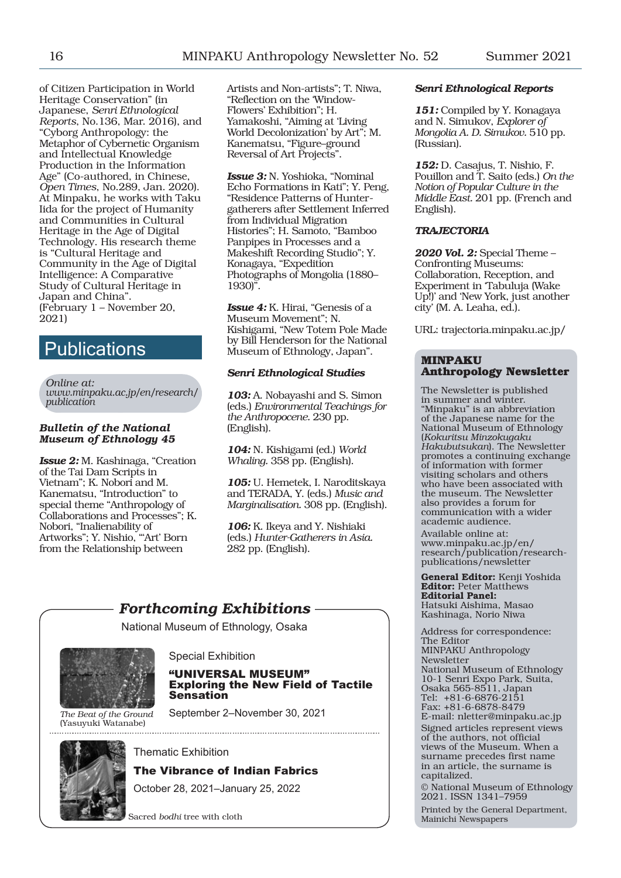of Citizen Participation in World Heritage Conservation" (in Japanese, *Senri Ethnological Reports*, No.136, Mar. 2016), and "Cyborg Anthropology: the Metaphor of Cybernetic Organism and Intellectual Knowledge Production in the Information Age" (Co-authored, in Chinese, *Open Times*, No.289, Jan. 2020). At Minpaku, he works with Taku Iida for the project of Humanity and Communities in Cultural Heritage in the Age of Digital Technology. His research theme is "Cultural Heritage and Community in the Age of Digital Intelligence: A Comparative Study of Cultural Heritage in Japan and China".
(February 1 – November 20, 2021)

# Publications

*Online at: www.minpaku.ac.jp/en/research/publication*

### *Bulletin of the National Museum of Ethnology 45*

***Issue 2:*** M. Kashinaga, "Creation of the Tai Dam Scripts in Vietnam"; K. Nobori and M. Kanematsu, "Introduction" to special theme "Anthropology of Collaborations and Processes"; K. Nobori, "Inalienability of Artworks"; Y. Nishio, "'Art' Born from the Relationship between Artists and Non-artists"; T. Niwa, "Reflection on the 'Window-Flowers' Exhibition"; H. Yamakoshi, "Aiming at 'Living World Decolonization' by Art"; M. Kanematsu, "Figure–ground Reversal of Art Projects".

***Issue 3:*** N. Yoshioka, "Nominal Echo Formations in Kati"; Y. Peng, "Residence Patterns of Hunter-gatherers after Settlement Inferred from Individual Migration Histories"; H. Samoto, "Bamboo Panpipes in Processes and a Makeshift Recording Studio"; Y. Konagaya, "Expedition Photographs of Mongolia (1880–1930)".

***Issue 4:*** K. Hirai, "Genesis of a Museum Movement"; N. Kishigami, "New Totem Pole Made by Bill Henderson for the National Museum of Ethnology, Japan".

### *Senri Ethnological Studies*

***103:*** A. Nobayashi and S. Simon (eds.) *Environmental Teachings for the Anthropocene.* 230 pp. (English).

***104:*** N. Kishigami (ed.) *World Whaling.* 358 pp. (English).

***105:*** U. Hemetek, I. Naroditskaya and TERADA, Y. (eds.) *Music and Marginalisation.* 308 pp. (English).

***106:*** K. Ikeya and Y. Nishiaki (eds.) *Hunter-Gatherers in Asia.* 282 pp. (English).

### *Senri Ethnological Reports*

***151:*** Compiled by Y. Konagaya and N. Simukov, *Explorer of Mongolia A. D. Simukov.* 510 pp. (Russian).

***152:*** D. Casajus, T. Nishio, F. Pouillon and T. Saito (eds.) *On the Notion of Popular Culture in the Middle East.* 201 pp. (French and English).

### *TRAJECTORIA*

***2020 Vol. 2:*** Special Theme – Confronting Museums: Collaboration, Reception, and Experiment in 'Tabuluja (Wake Up!)' and 'New York, just another city' (M. A. Leaha, ed.).

URL: trajectoria.minpaku.ac.jp/

## *Forthcoming Exhibitions*

National Museum of Ethnology, Osaka

*The Beat of the Ground* (Yasuyuki Watanabe)

Special Exhibition

**"UNIVERSAL MUSEUM" Exploring the New Field of Tactile Sensation**

September 2–November 30, 2021

Sacred *bodhi* tree with cloth

Thematic Exhibition

**The Vibrance of Indian Fabrics**

October 28, 2021–January 25, 2022

---

**MINPAKU Anthropology Newsletter**

The Newsletter is published in summer and winter. "Minpaku" is an abbreviation of the Japanese name for the National Museum of Ethnology (*Kokuritsu Minzokugaku Hakubutsukan*). The Newsletter promotes a continuing exchange of information with former visiting scholars and others who have been associated with the museum. The Newsletter also provides a forum for communication with a wider academic audience.

Available online at: www.minpaku.ac.jp/en/research/publication/research-publications/newsletter

**General Editor:** Kenji Yoshida
**Editor:** Peter Matthews
**Editorial Panel:**
Hatsuki Aishima, Masao Kashinaga, Norio Niwa

Address for correspondence:
The Editor
MINPAKU Anthropology Newsletter
National Museum of Ethnology
10-1 Senri Expo Park, Suita, Osaka 565-8511, Japan
Tel: +81-6-6876-2151
Fax: +81-6-6878-8479
E-mail: nletter@minpaku.ac.jp

Signed articles represent views of the authors, not official views of the Museum. When a surname precedes first name in an article, the surname is capitalized.

© National Museum of Ethnology 2021. ISSN 1341–7959

Printed by the General Department, Mainichi Newspapers